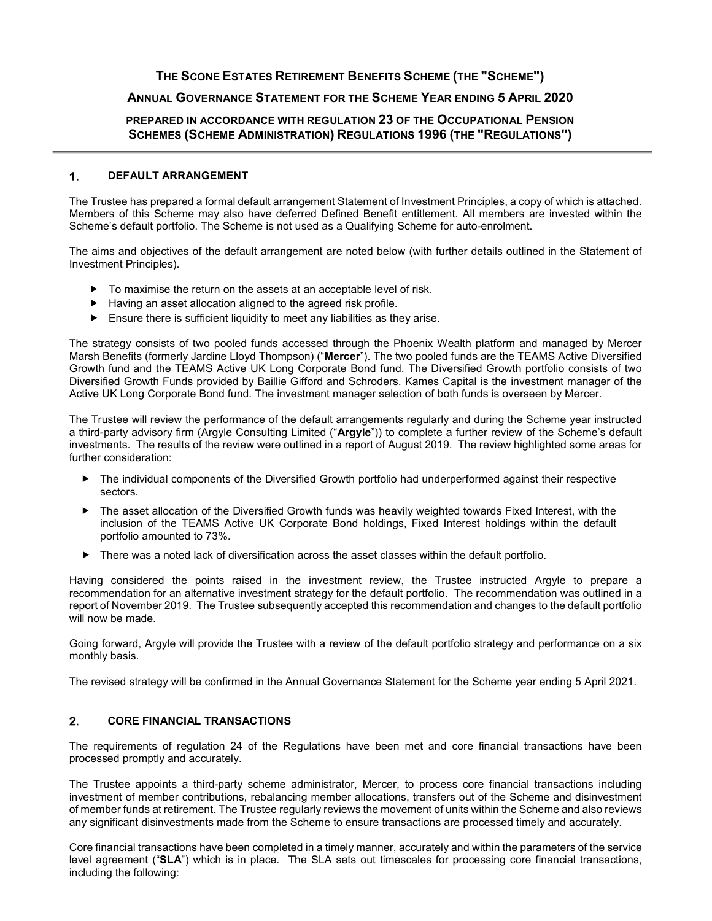# THE SCONE ESTATES RETIREMENT BENEFITS SCHEME (THE "SCHEME")

## ANNUAL GOVERNANCE STATEMENT FOR THE SCHEME YEAR ENDING 5 APRIL 2020

### PREPARED IN ACCORDANCE WITH REGULATION 23 OF THE OCCUPATIONAL PENSION SCHEMES (SCHEME ADMINISTRATION) REGULATIONS 1996 (THE "REGULATIONS")

## 1. DEFAULT ARRANGEMENT

The Trustee has prepared a formal default arrangement Statement of Investment Principles, a copy of which is attached. Members of this Scheme may also have deferred Defined Benefit entitlement. All members are invested within the Scheme's default portfolio. The Scheme is not used as a Qualifying Scheme for auto-enrolment.

The aims and objectives of the default arrangement are noted below (with further details outlined in the Statement of Investment Principles).

- To maximise the return on the assets at an acceptable level of risk.
- Having an asset allocation aligned to the agreed risk profile.
- Ensure there is sufficient liquidity to meet any liabilities as they arise.

The strategy consists of two pooled funds accessed through the Phoenix Wealth platform and managed by Mercer Marsh Benefits (formerly Jardine Lloyd Thompson) ("**Mercer**"). The two pooled funds are the TEAMS Active Diversified Growth fund and the TEAMS Active UK Long Corporate Bond fund. The Diversified Growth portfolio consists of two Diversified Growth Funds provided by Baillie Gifford and Schroders. Kames Capital is the investment manager of the Active UK Long Corporate Bond fund. The investment manager selection of both funds is overseen by Mercer.

The Trustee will review the performance of the default arrangements regularly and during the Scheme year instructed a third-party advisory firm (Argyle Consulting Limited ("**Argyle**")) to complete a further review of the Scheme's default investments. The results of the review were outlined in a report of August 2019. The review highlighted some areas for further consideration:

- The individual components of the Diversified Growth portfolio had underperformed against their respective sectors.
- The asset allocation of the Diversified Growth funds was heavily weighted towards Fixed Interest, with the inclusion of the TEAMS Active UK Corporate Bond holdings, Fixed Interest holdings within the default portfolio amounted to 73%.
- There was a noted lack of diversification across the asset classes within the default portfolio.

Having considered the points raised in the investment review, the Trustee instructed Argyle to prepare a recommendation for an alternative investment strategy for the default portfolio. The recommendation was outlined in a report of November 2019. The Trustee subsequently accepted this recommendation and changes to the default portfolio will now be made.

Going forward, Argyle will provide the Trustee with a review of the default portfolio strategy and performance on a six monthly basis.

The revised strategy will be confirmed in the Annual Governance Statement for the Scheme year ending 5 April 2021.

## 2. CORE FINANCIAL TRANSACTIONS

The requirements of regulation 24 of the Regulations have been met and core financial transactions have been processed promptly and accurately.

The Trustee appoints a third-party scheme administrator, Mercer, to process core financial transactions including investment of member contributions, rebalancing member allocations, transfers out of the Scheme and disinvestment of member funds at retirement. The Trustee regularly reviews the movement of units within the Scheme and also reviews any significant disinvestments made from the Scheme to ensure transactions are processed timely and accurately.

Core financial transactions have been completed in a timely manner, accurately and within the parameters of the service level agreement ("**SLA**") which is in place. The SLA sets out timescales for processing core financial transactions, including the following: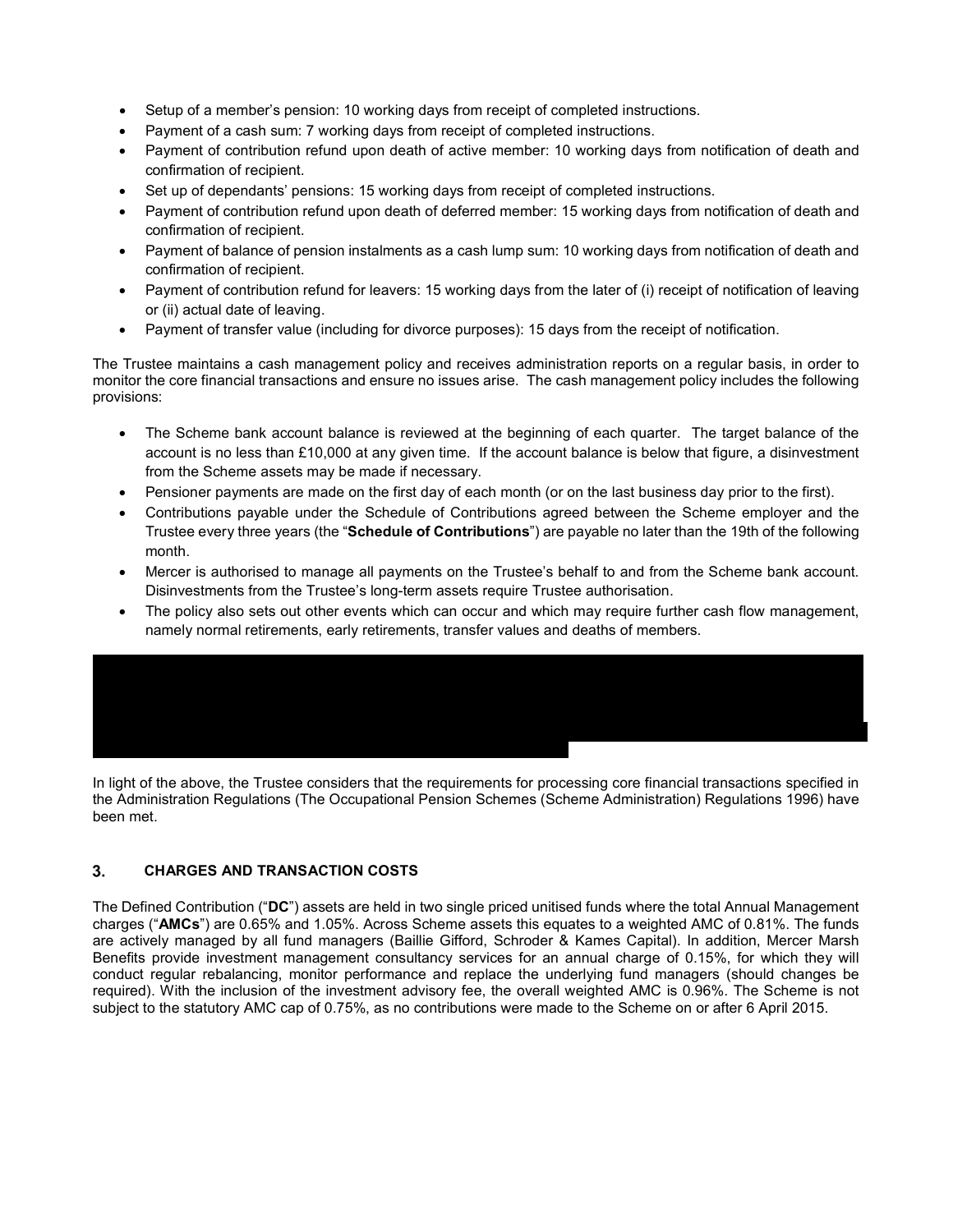- Setup of a member's pension: 10 working days from receipt of completed instructions.
- Payment of a cash sum: 7 working days from receipt of completed instructions.
- Payment of contribution refund upon death of active member: 10 working days from notification of death and confirmation of recipient.
- Set up of dependants' pensions: 15 working days from receipt of completed instructions.
- Payment of contribution refund upon death of deferred member: 15 working days from notification of death and confirmation of recipient.
- Payment of balance of pension instalments as a cash lump sum: 10 working days from notification of death and confirmation of recipient.
- Payment of contribution refund for leavers: 15 working days from the later of (i) receipt of notification of leaving or (ii) actual date of leaving.
- Payment of transfer value (including for divorce purposes): 15 days from the receipt of notification.

The Trustee maintains a cash management policy and receives administration reports on a regular basis, in order to monitor the core financial transactions and ensure no issues arise. The cash management policy includes the following provisions:

- The Scheme bank account balance is reviewed at the beginning of each quarter. The target balance of the account is no less than £10,000 at any given time. If the account balance is below that figure, a disinvestment from the Scheme assets may be made if necessary.
- Pensioner payments are made on the first day of each month (or on the last business day prior to the first).
- Contributions payable under the Schedule of Contributions agreed between the Scheme employer and the Trustee every three years (the "**Schedule of Contributions**") are payable no later than the 19th of the following month.
- Mercer is authorised to manage all payments on the Trustee's behalf to and from the Scheme bank account. Disinvestments from the Trustee's long-term assets require Trustee authorisation.
- The policy also sets out other events which can occur and which may require further cash flow management, namely normal retirements, early retirements, transfer values and deaths of members.

In light of the above, the Trustee considers that the requirements for processing core financial transactions specified in the Administration Regulations (The Occupational Pension Schemes (Scheme Administration) Regulations 1996) have been met.

## 3. CHARGES AND TRANSACTION COSTS

The Defined Contribution ("**DC**") assets are held in two single priced unitised funds where the total Annual Management charges ("**AMCs**") are 0.65% and 1.05%. Across Scheme assets this equates to a weighted AMC of 0.81%. The funds are actively managed by all fund managers (Baillie Gifford, Schroder & Kames Capital). In addition, Mercer Marsh Benefits provide investment management consultancy services for an annual charge of 0.15%, for which they will conduct regular rebalancing, monitor performance and replace the underlying fund managers (should changes be required). With the inclusion of the investment advisory fee, the overall weighted AMC is 0.96%. The Scheme is not subject to the statutory AMC cap of 0.75%, as no contributions were made to the Scheme on or after 6 April 2015.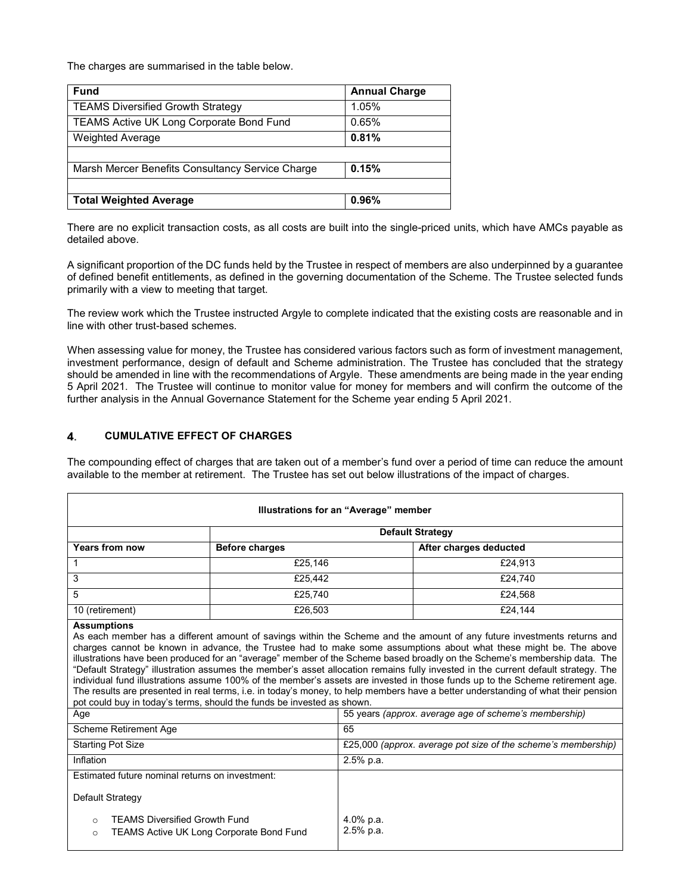The charges are summarised in the table below.

| Fund | Annual Charge |
| --- | --- |
| TEAMS Diversified Growth Strategy | 1.05% |
| TEAMS Active UK Long Corporate Bond Fund | 0.65% |
| Weighted Average | **0.81%** |
| | |
| Marsh Mercer Benefits Consultancy Service Charge | **0.15%** |
| | |
| **Total Weighted Average** | **0.96%** |

There are no explicit transaction costs, as all costs are built into the single-priced units, which have AMCs payable as detailed above.

A significant proportion of the DC funds held by the Trustee in respect of members are also underpinned by a guarantee of defined benefit entitlements, as defined in the governing documentation of the Scheme. The Trustee selected funds primarily with a view to meeting that target.

The review work which the Trustee instructed Argyle to complete indicated that the existing costs are reasonable and in line with other trust-based schemes.

When assessing value for money, the Trustee has considered various factors such as form of investment management, investment performance, design of default and Scheme administration. The Trustee has concluded that the strategy should be amended in line with the recommendations of Argyle. These amendments are being made in the year ending 5 April 2021. The Trustee will continue to monitor value for money for members and will confirm the outcome of the further analysis in the Annual Governance Statement for the Scheme year ending 5 April 2021.

## 4. CUMULATIVE EFFECT OF CHARGES

The compounding effect of charges that are taken out of a member's fund over a period of time can reduce the amount available to the member at retirement. The Trustee has set out below illustrations of the impact of charges.

| Illustrations for an "Average" member | | |
| --- | --- | --- |
| | **Default Strategy** | |
| **Years from now** | **Before charges** | **After charges deducted** |
| 1 | £25,146 | £24,913 |
| 3 | £25,442 | £24,740 |
| 5 | £25,740 | £24,568 |
| 10 (retirement) | £26,503 | £24,144 |

**Assumptions**

As each member has a different amount of savings within the Scheme and the amount of any future investments returns and charges cannot be known in advance, the Trustee had to make some assumptions about what these might be. The above illustrations have been produced for an "average" member of the Scheme based broadly on the Scheme's membership data. The "Default Strategy" illustration assumes the member's asset allocation remains fully invested in the current default strategy. The individual fund illustrations assume 100% of the member's assets are invested in those funds up to the Scheme retirement age. The results are presented in real terms, i.e. in today's money, to help members have a better understanding of what their pension pot could buy in today's terms, should the funds be invested as shown.

| | |
| --- | --- |
| Age | 55 years *(approx. average age of scheme's membership)* |
| Scheme Retirement Age | 65 |
| Starting Pot Size | £25,000 *(approx. average pot size of the scheme's membership)* |
| Inflation | 2.5% p.a. |
| Estimated future nominal returns on investment:<br><br>Default Strategy<br><br>○ TEAMS Diversified Growth Fund<br>○ TEAMS Active UK Long Corporate Bond Fund | <br><br><br><br>4.0% p.a.<br>2.5% p.a. |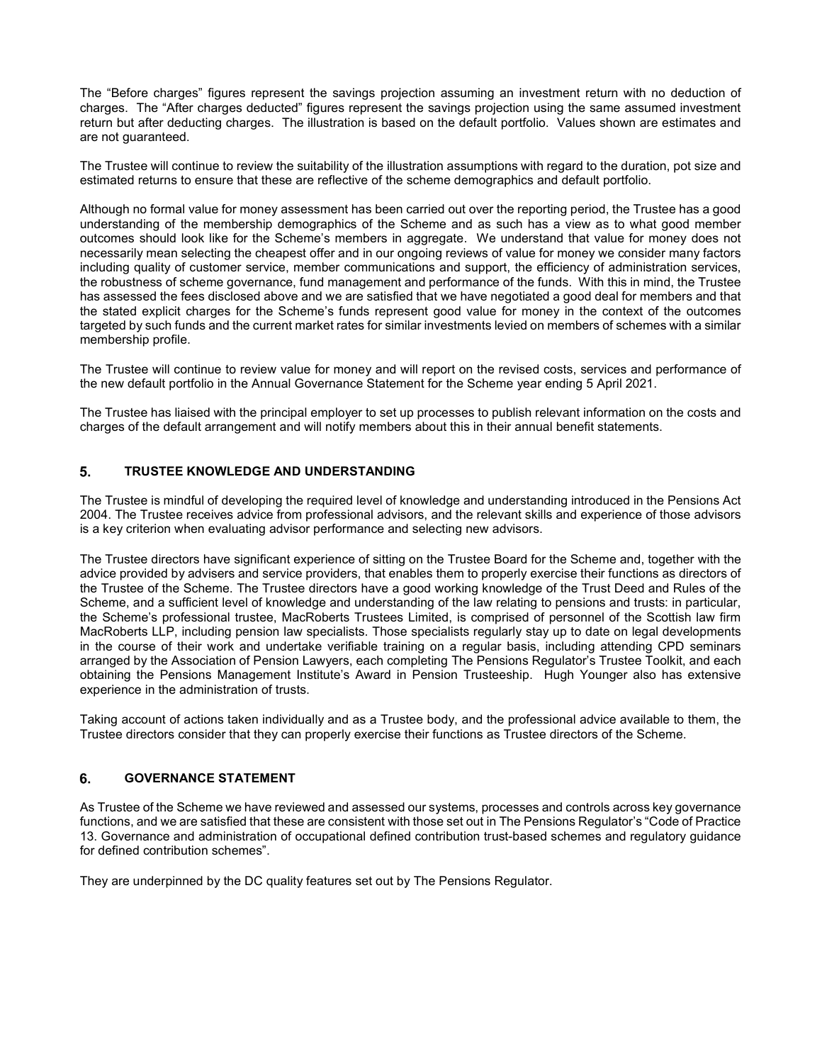The "Before charges" figures represent the savings projection assuming an investment return with no deduction of charges. The "After charges deducted" figures represent the savings projection using the same assumed investment return but after deducting charges. The illustration is based on the default portfolio. Values shown are estimates and are not guaranteed.

The Trustee will continue to review the suitability of the illustration assumptions with regard to the duration, pot size and estimated returns to ensure that these are reflective of the scheme demographics and default portfolio.

Although no formal value for money assessment has been carried out over the reporting period, the Trustee has a good understanding of the membership demographics of the Scheme and as such has a view as to what good member outcomes should look like for the Scheme's members in aggregate. We understand that value for money does not necessarily mean selecting the cheapest offer and in our ongoing reviews of value for money we consider many factors including quality of customer service, member communications and support, the efficiency of administration services, the robustness of scheme governance, fund management and performance of the funds. With this in mind, the Trustee has assessed the fees disclosed above and we are satisfied that we have negotiated a good deal for members and that the stated explicit charges for the Scheme's funds represent good value for money in the context of the outcomes targeted by such funds and the current market rates for similar investments levied on members of schemes with a similar membership profile.

The Trustee will continue to review value for money and will report on the revised costs, services and performance of the new default portfolio in the Annual Governance Statement for the Scheme year ending 5 April 2021.

The Trustee has liaised with the principal employer to set up processes to publish relevant information on the costs and charges of the default arrangement and will notify members about this in their annual benefit statements.

## 5. TRUSTEE KNOWLEDGE AND UNDERSTANDING

The Trustee is mindful of developing the required level of knowledge and understanding introduced in the Pensions Act 2004. The Trustee receives advice from professional advisors, and the relevant skills and experience of those advisors is a key criterion when evaluating advisor performance and selecting new advisors.

The Trustee directors have significant experience of sitting on the Trustee Board for the Scheme and, together with the advice provided by advisers and service providers, that enables them to properly exercise their functions as directors of the Trustee of the Scheme. The Trustee directors have a good working knowledge of the Trust Deed and Rules of the Scheme, and a sufficient level of knowledge and understanding of the law relating to pensions and trusts: in particular, the Scheme's professional trustee, MacRoberts Trustees Limited, is comprised of personnel of the Scottish law firm MacRoberts LLP, including pension law specialists. Those specialists regularly stay up to date on legal developments in the course of their work and undertake verifiable training on a regular basis, including attending CPD seminars arranged by the Association of Pension Lawyers, each completing The Pensions Regulator's Trustee Toolkit, and each obtaining the Pensions Management Institute's Award in Pension Trusteeship. Hugh Younger also has extensive experience in the administration of trusts.

Taking account of actions taken individually and as a Trustee body, and the professional advice available to them, the Trustee directors consider that they can properly exercise their functions as Trustee directors of the Scheme.

## 6. GOVERNANCE STATEMENT

As Trustee of the Scheme we have reviewed and assessed our systems, processes and controls across key governance functions, and we are satisfied that these are consistent with those set out in The Pensions Regulator's "Code of Practice 13. Governance and administration of occupational defined contribution trust-based schemes and regulatory guidance for defined contribution schemes".

They are underpinned by the DC quality features set out by The Pensions Regulator.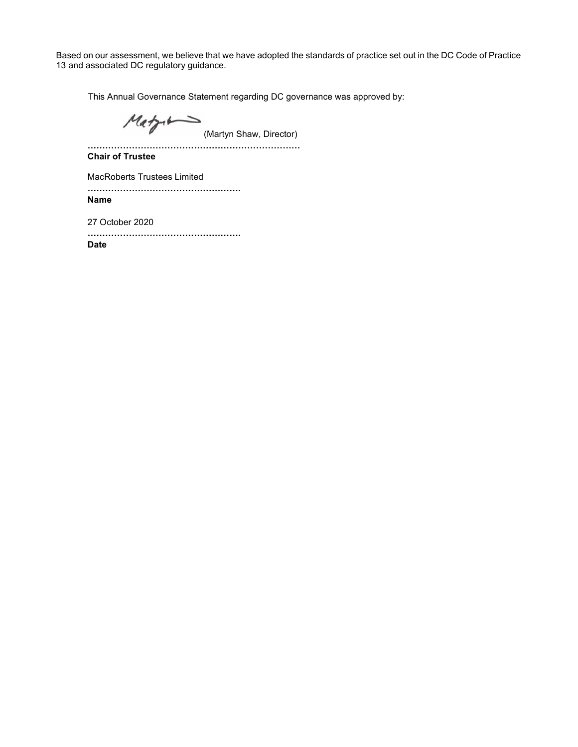Based on our assessment, we believe that we have adopted the standards of practice set out in the DC Code of Practice 13 and associated DC regulatory guidance.

This Annual Governance Statement regarding DC governance was approved by:

(Martyn Shaw, Director)

………………………………………………………………
**Chair of Trustee**

MacRoberts Trustees Limited

…………………………………………….
**Name**

27 October 2020

…………………………………………….
**Date**